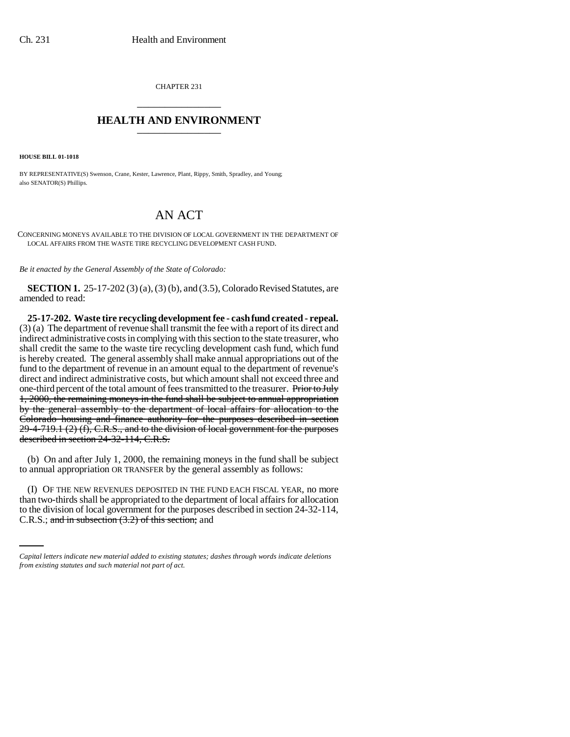CHAPTER 231

# HEALTH AND ENVIRONMENT

**HOUSE BILL 01-1018**

BY REPRESENTATIVE(S) Swenson, Crane, Kester, Lawrence, Plant, Rippy, Smith, Spradley, and Young; also SENATOR(S) Phillips.

# AN ACT

CONCERNING MONEYS AVAILABLE TO THE DIVISION OF LOCAL GOVERNMENT IN THE DEPARTMENT OF LOCAL AFFAIRS FROM THE WASTE TIRE RECYCLING DEVELOPMENT CASH FUND.

*Be it enacted by the General Assembly of the State of Colorado:*

**SECTION 1.** 25-17-202 (3) (a), (3) (b), and (3.5), Colorado Revised Statutes, are amended to read:

**25-17-202. Waste tire recycling development fee - cash fund created - repeal.** (3) (a) The department of revenue shall transmit the fee with a report of its direct and indirect administrative costs in complying with this section to the state treasurer, who shall credit the same to the waste tire recycling development cash fund, which fund is hereby created. The general assembly shall make annual appropriations out of the fund to the department of revenue in an amount equal to the department of revenue's direct and indirect administrative costs, but which amount shall not exceed three and one-third percent of the total amount of fees transmitted to the treasurer. ~~Prior to July 1, 2000, the remaining moneys in the fund shall be subject to annual appropriation by the general assembly to the department of local affairs for allocation to the Colorado housing and finance authority for the purposes described in section 29-4-719.1 (2) (f), C.R.S., and to the division of local government for the purposes described in section 24-32-114, C.R.S.~~

(b) On and after July 1, 2000, the remaining moneys in the fund shall be subject to annual appropriation OR TRANSFER by the general assembly as follows:

(I) OF THE NEW REVENUES DEPOSITED IN THE FUND EACH FISCAL YEAR, no more than two-thirds shall be appropriated to the department of local affairs for allocation to the division of local government for the purposes described in section 24-32-114, C.R.S.; ~~and in subsection (3.2) of this section;~~ and

*Capital letters indicate new material added to existing statutes; dashes through words indicate deletions from existing statutes and such material not part of act.*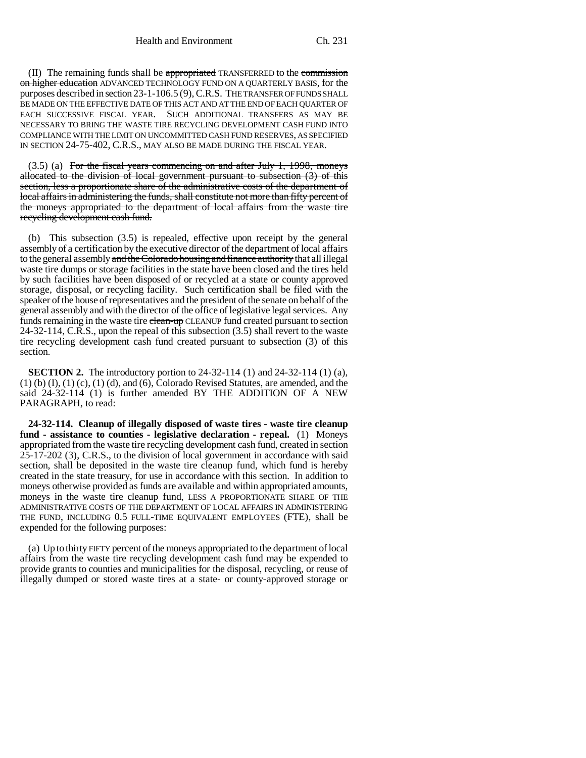(II) The remaining funds shall be ~~appropriated~~ TRANSFERRED to the ~~commission on higher education~~ ADVANCED TECHNOLOGY FUND ON A QUARTERLY BASIS, for the purposes described in section 23-1-106.5 (9), C.R.S. THE TRANSFER OF FUNDS SHALL BE MADE ON THE EFFECTIVE DATE OF THIS ACT AND AT THE END OF EACH QUARTER OF EACH SUCCESSIVE FISCAL YEAR. SUCH ADDITIONAL TRANSFERS AS MAY BE NECESSARY TO BRING THE WASTE TIRE RECYCLING DEVELOPMENT CASH FUND INTO COMPLIANCE WITH THE LIMIT ON UNCOMMITTED CASH FUND RESERVES, AS SPECIFIED IN SECTION 24-75-402, C.R.S., MAY ALSO BE MADE DURING THE FISCAL YEAR.

(3.5) (a) ~~For the fiscal years commencing on and after July 1, 1998, moneys allocated to the division of local government pursuant to subsection (3) of this section, less a proportionate share of the administrative costs of the department of local affairs in administering the funds, shall constitute not more than fifty percent of the moneys appropriated to the department of local affairs from the waste tire recycling development cash fund.~~

(b) This subsection (3.5) is repealed, effective upon receipt by the general assembly of a certification by the executive director of the department of local affairs to the general assembly ~~and the Colorado housing and finance authority~~ that all illegal waste tire dumps or storage facilities in the state have been closed and the tires held by such facilities have been disposed of or recycled at a state or county approved storage, disposal, or recycling facility. Such certification shall be filed with the speaker of the house of representatives and the president of the senate on behalf of the general assembly and with the director of the office of legislative legal services. Any funds remaining in the waste tire ~~clean-up~~ CLEANUP fund created pursuant to section 24-32-114, C.R.S., upon the repeal of this subsection (3.5) shall revert to the waste tire recycling development cash fund created pursuant to subsection (3) of this section.

**SECTION 2.** The introductory portion to 24-32-114 (1) and 24-32-114 (1) (a), (1) (b) (I), (1) (c), (1) (d), and (6), Colorado Revised Statutes, are amended, and the said 24-32-114 (1) is further amended BY THE ADDITION OF A NEW PARAGRAPH, to read:

**24-32-114. Cleanup of illegally disposed of waste tires - waste tire cleanup fund - assistance to counties - legislative declaration - repeal.** (1) Moneys appropriated from the waste tire recycling development cash fund, created in section 25-17-202 (3), C.R.S., to the division of local government in accordance with said section, shall be deposited in the waste tire cleanup fund, which fund is hereby created in the state treasury, for use in accordance with this section. In addition to moneys otherwise provided as funds are available and within appropriated amounts, moneys in the waste tire cleanup fund, LESS A PROPORTIONATE SHARE OF THE ADMINISTRATIVE COSTS OF THE DEPARTMENT OF LOCAL AFFAIRS IN ADMINISTERING THE FUND, INCLUDING 0.5 FULL-TIME EQUIVALENT EMPLOYEES (FTE), shall be expended for the following purposes:

(a) Up to ~~thirty~~ FIFTY percent of the moneys appropriated to the department of local affairs from the waste tire recycling development cash fund may be expended to provide grants to counties and municipalities for the disposal, recycling, or reuse of illegally dumped or stored waste tires at a state- or county-approved storage or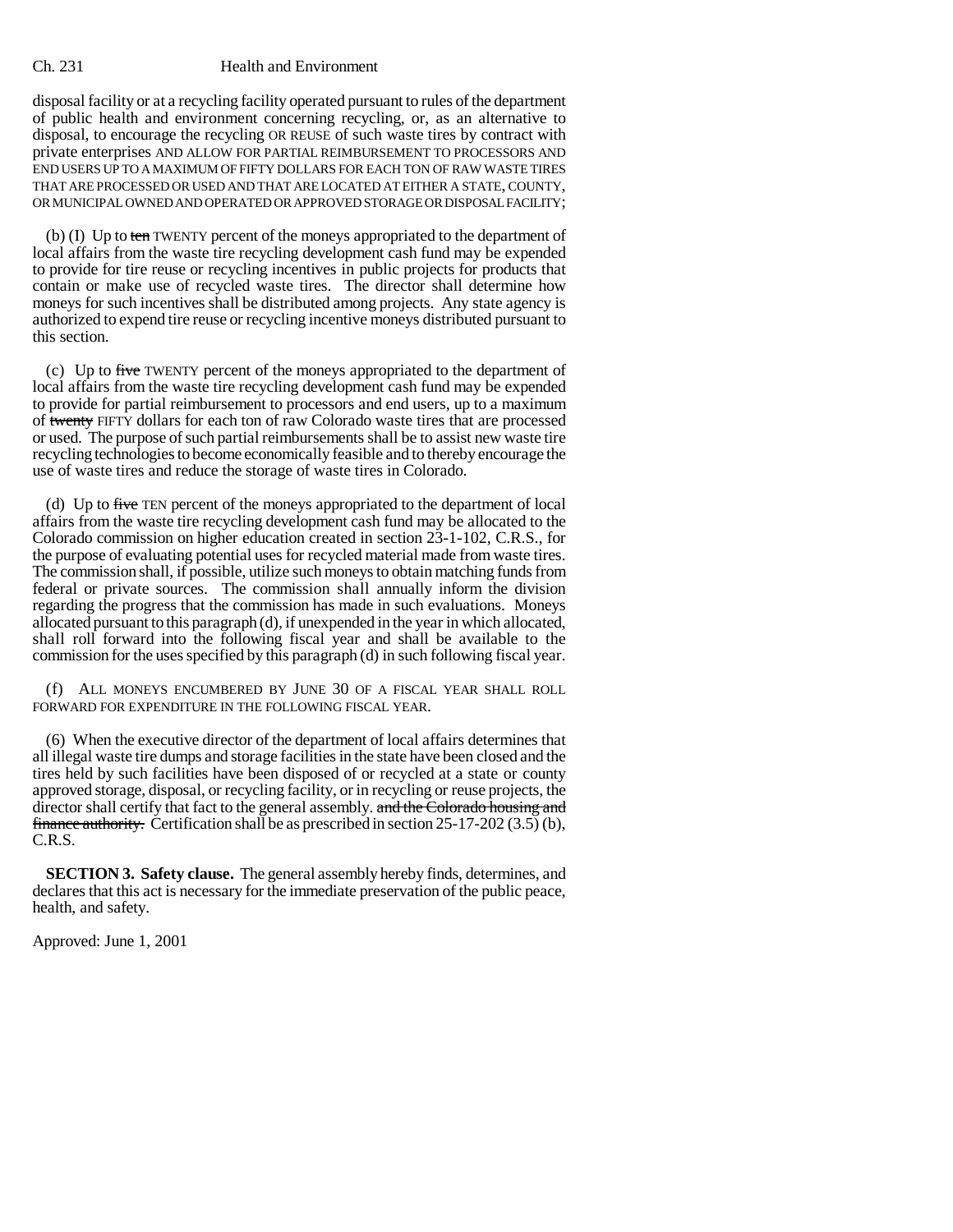disposal facility or at a recycling facility operated pursuant to rules of the department of public health and environment concerning recycling, or, as an alternative to disposal, to encourage the recycling OR REUSE of such waste tires by contract with private enterprises AND ALLOW FOR PARTIAL REIMBURSEMENT TO PROCESSORS AND END USERS UP TO A MAXIMUM OF FIFTY DOLLARS FOR EACH TON OF RAW WASTE TIRES THAT ARE PROCESSED OR USED AND THAT ARE LOCATED AT EITHER A STATE, COUNTY, OR MUNICIPAL OWNED AND OPERATED OR APPROVED STORAGE OR DISPOSAL FACILITY;

(b) (I) Up to ~~ten~~ TWENTY percent of the moneys appropriated to the department of local affairs from the waste tire recycling development cash fund may be expended to provide for tire reuse or recycling incentives in public projects for products that contain or make use of recycled waste tires. The director shall determine how moneys for such incentives shall be distributed among projects. Any state agency is authorized to expend tire reuse or recycling incentive moneys distributed pursuant to this section.

(c) Up to ~~five~~ TWENTY percent of the moneys appropriated to the department of local affairs from the waste tire recycling development cash fund may be expended to provide for partial reimbursement to processors and end users, up to a maximum of ~~twenty~~ FIFTY dollars for each ton of raw Colorado waste tires that are processed or used. The purpose of such partial reimbursements shall be to assist new waste tire recycling technologies to become economically feasible and to thereby encourage the use of waste tires and reduce the storage of waste tires in Colorado.

(d) Up to ~~five~~ TEN percent of the moneys appropriated to the department of local affairs from the waste tire recycling development cash fund may be allocated to the Colorado commission on higher education created in section 23-1-102, C.R.S., for the purpose of evaluating potential uses for recycled material made from waste tires. The commission shall, if possible, utilize such moneys to obtain matching funds from federal or private sources. The commission shall annually inform the division regarding the progress that the commission has made in such evaluations. Moneys allocated pursuant to this paragraph (d), if unexpended in the year in which allocated, shall roll forward into the following fiscal year and shall be available to the commission for the uses specified by this paragraph (d) in such following fiscal year.

(f) ALL MONEYS ENCUMBERED BY JUNE 30 OF A FISCAL YEAR SHALL ROLL FORWARD FOR EXPENDITURE IN THE FOLLOWING FISCAL YEAR.

(6) When the executive director of the department of local affairs determines that all illegal waste tire dumps and storage facilities in the state have been closed and the tires held by such facilities have been disposed of or recycled at a state or county approved storage, disposal, or recycling facility, or in recycling or reuse projects, the director shall certify that fact to the general assembly. ~~and the Colorado housing and finance authority.~~ Certification shall be as prescribed in section 25-17-202 (3.5) (b), C.R.S.

**SECTION 3. Safety clause.** The general assembly hereby finds, determines, and declares that this act is necessary for the immediate preservation of the public peace, health, and safety.

Approved: June 1, 2001